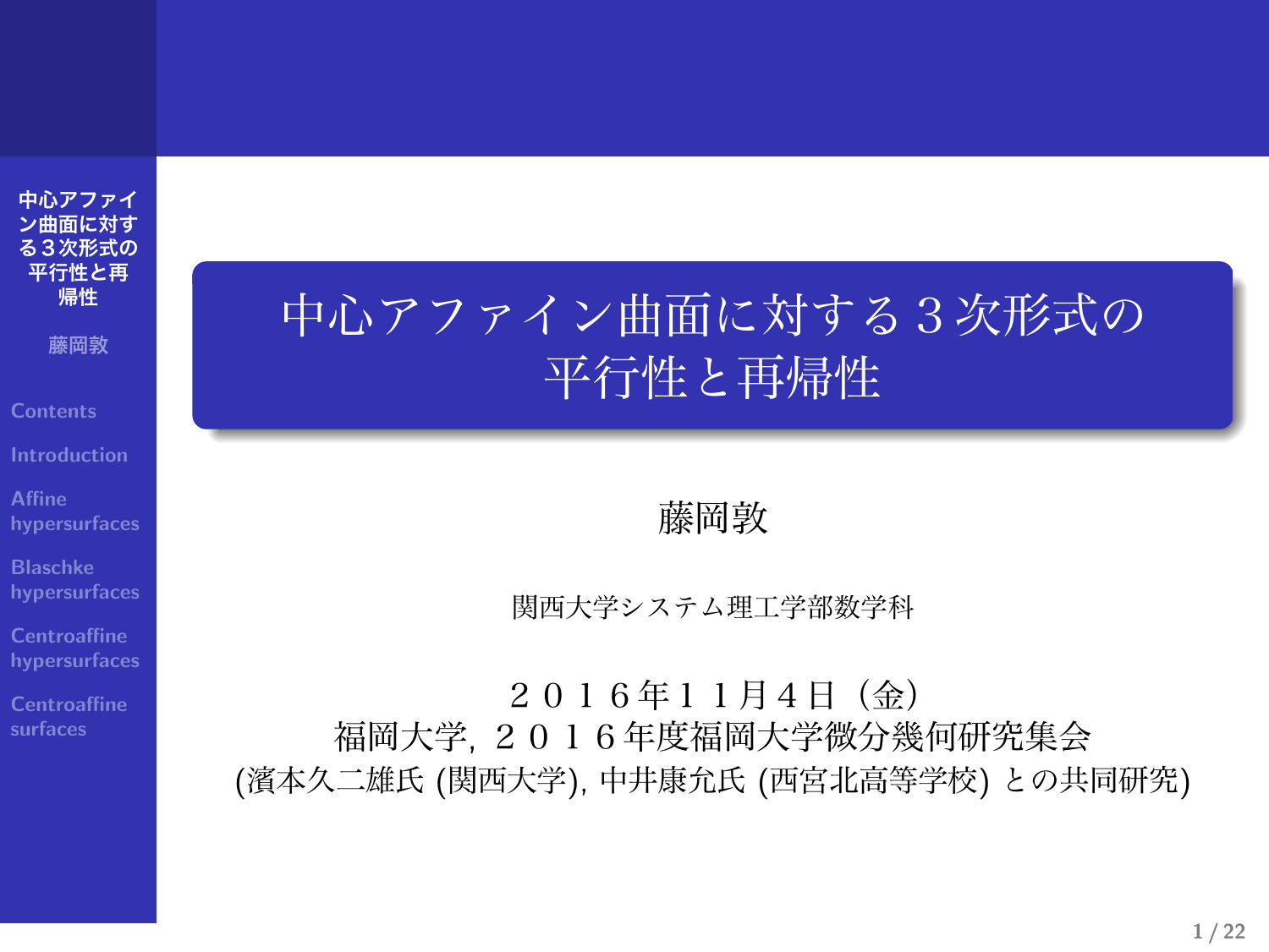# 中心アファイン曲面に対する３次形式の平行性と再帰性

藤岡敦

関西大学システム理工学部数学科

２０１６年１１月４日（金）
福岡大学, ２０１６年度福岡大学微分幾何研究集会
(濱本久二雄氏 (関西大学), 中井康允氏 (西宮北高等学校) との共同研究)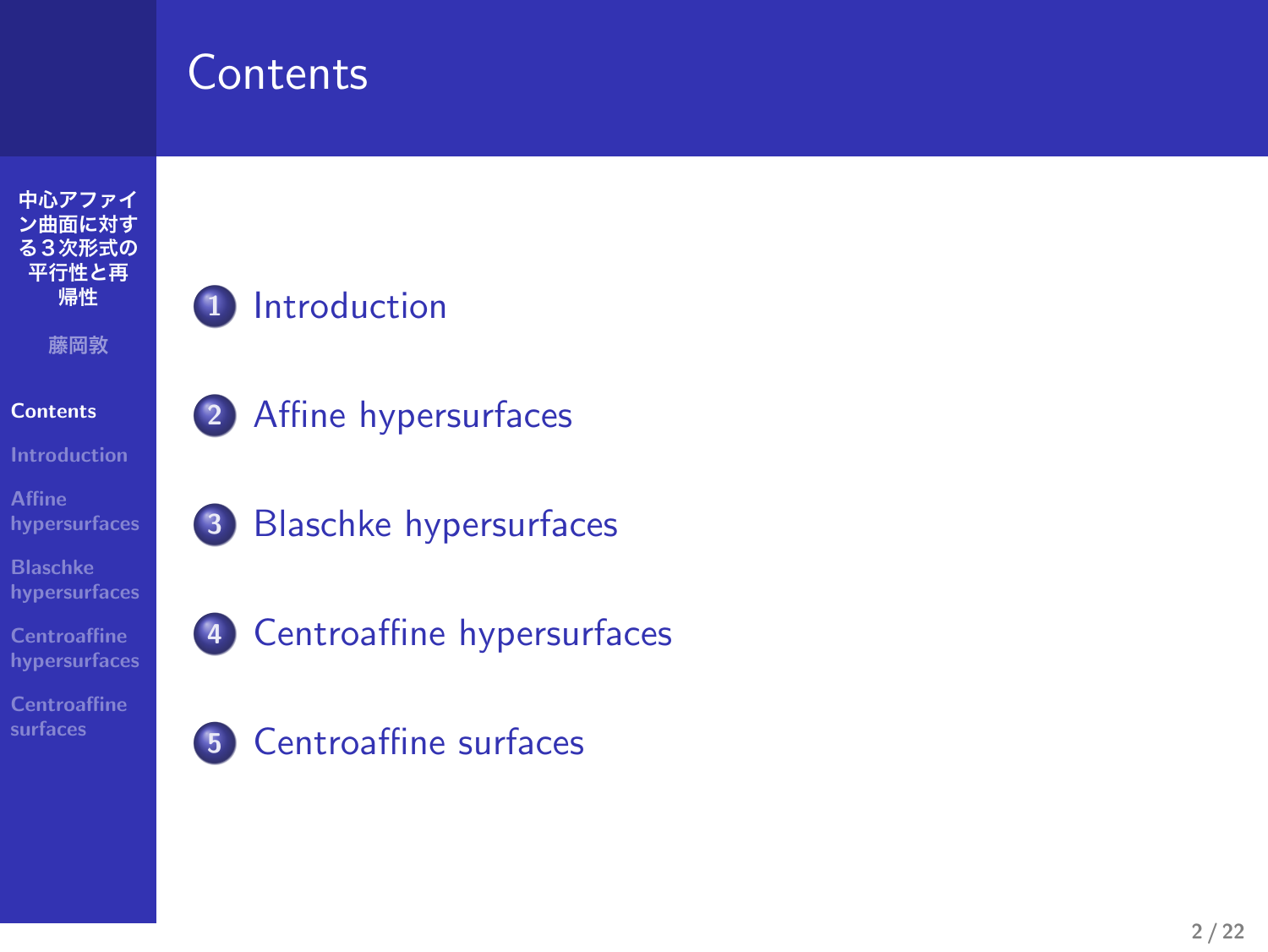# Contents

1. Introduction
2. Affine hypersurfaces
3. Blaschke hypersurfaces
4. Centroaffine hypersurfaces
5. Centroaffine surfaces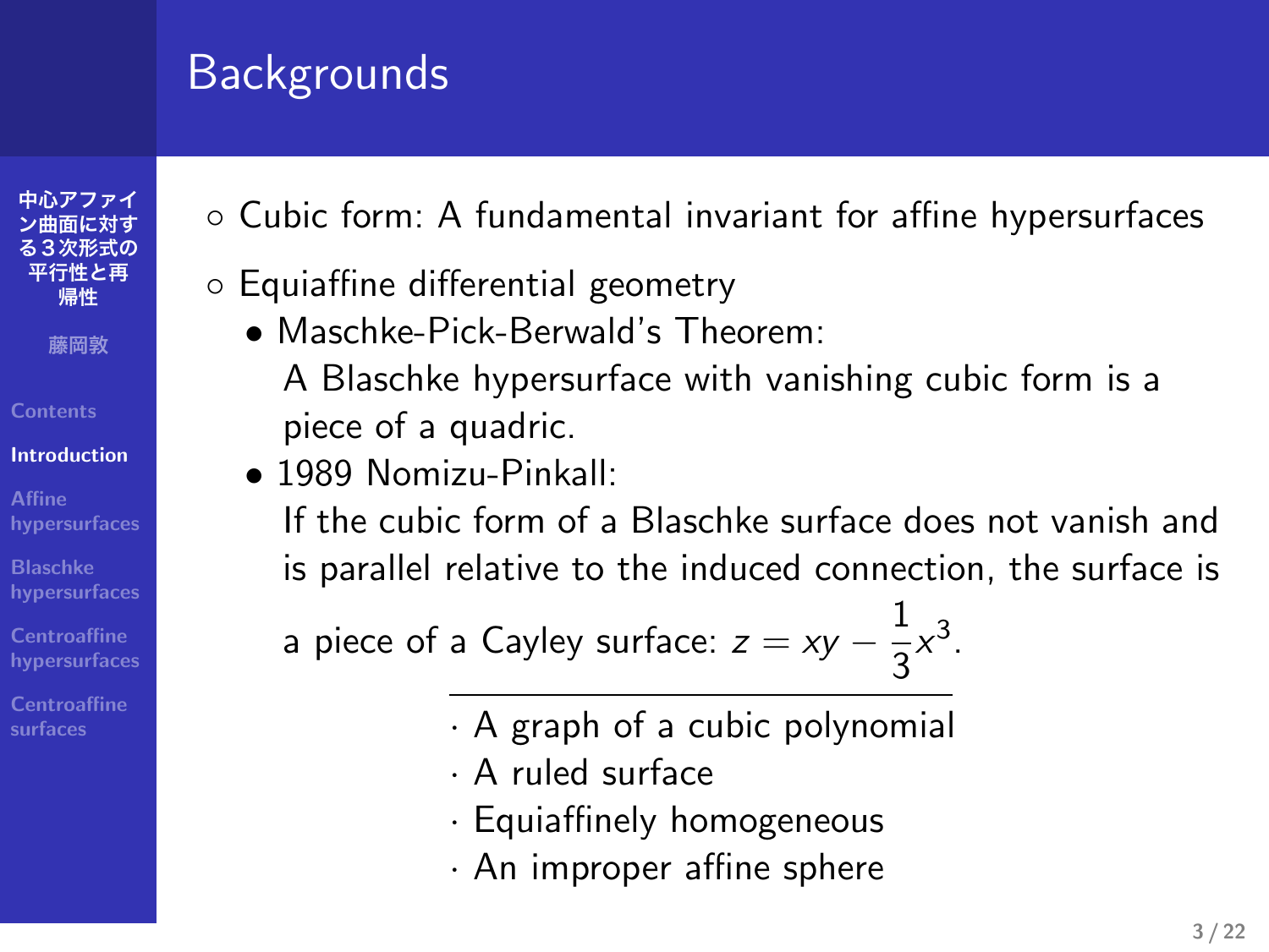# Backgrounds

- Cubic form: A fundamental invariant for affine hypersurfaces
- Equiaffine differential geometry
  - Maschke-Pick-Berwald's Theorem:
    A Blaschke hypersurface with vanishing cubic form is a piece of a quadric.
  - 1989 Nomizu-Pinkall:
    If the cubic form of a Blaschke surface does not vanish and is parallel relative to the induced connection, the surface is a piece of a Cayley surface: $z = xy - \frac{1}{3}x^3$.

    ---

    · A graph of a cubic polynomial
    · A ruled surface
    · Equiaffinely homogeneous
    · An improper affine sphere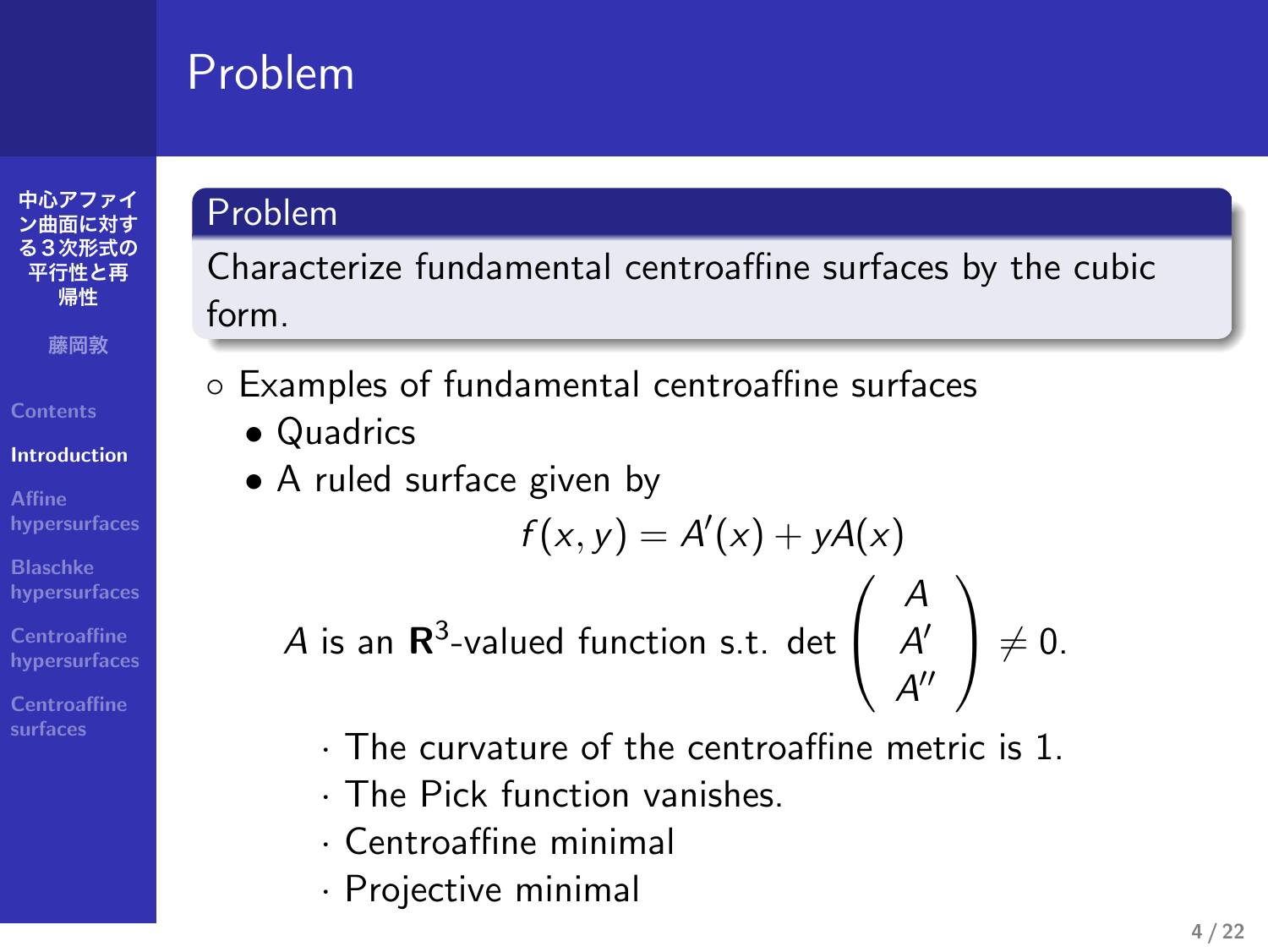# Problem

**Problem**

Characterize fundamental centroaffine surfaces by the cubic form.

- Examples of fundamental centroaffine surfaces
  - Quadrics
  - A ruled surface given by

$$f(x, y) = A'(x) + yA(x)$$

$$A \text{ is an } \mathbf{R}^3\text{-valued function s.t. } \det \begin{pmatrix} A \\ A' \\ A'' \end{pmatrix} \neq 0.$$

    - The curvature of the centroaffine metric is 1.
    - The Pick function vanishes.
    - Centroaffine minimal
    - Projective minimal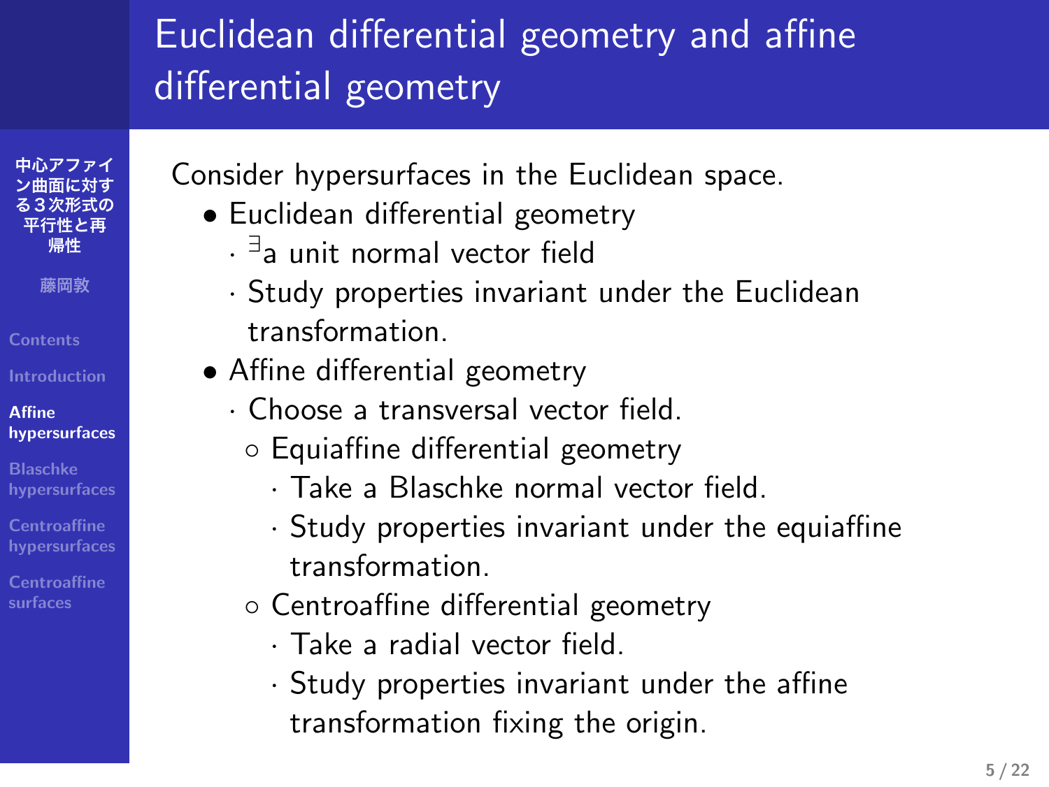# Euclidean differential geometry and affine differential geometry

Consider hypersurfaces in the Euclidean space.

- Euclidean differential geometry
  - $^{\exists}$a unit normal vector field
  - Study properties invariant under the Euclidean transformation.
- Affine differential geometry
  - Choose a transversal vector field.
    - Equiaffine differential geometry
      - Take a Blaschke normal vector field.
      - Study properties invariant under the equiaffine transformation.
    - Centroaffine differential geometry
      - Take a radial vector field.
      - Study properties invariant under the affine transformation fixing the origin.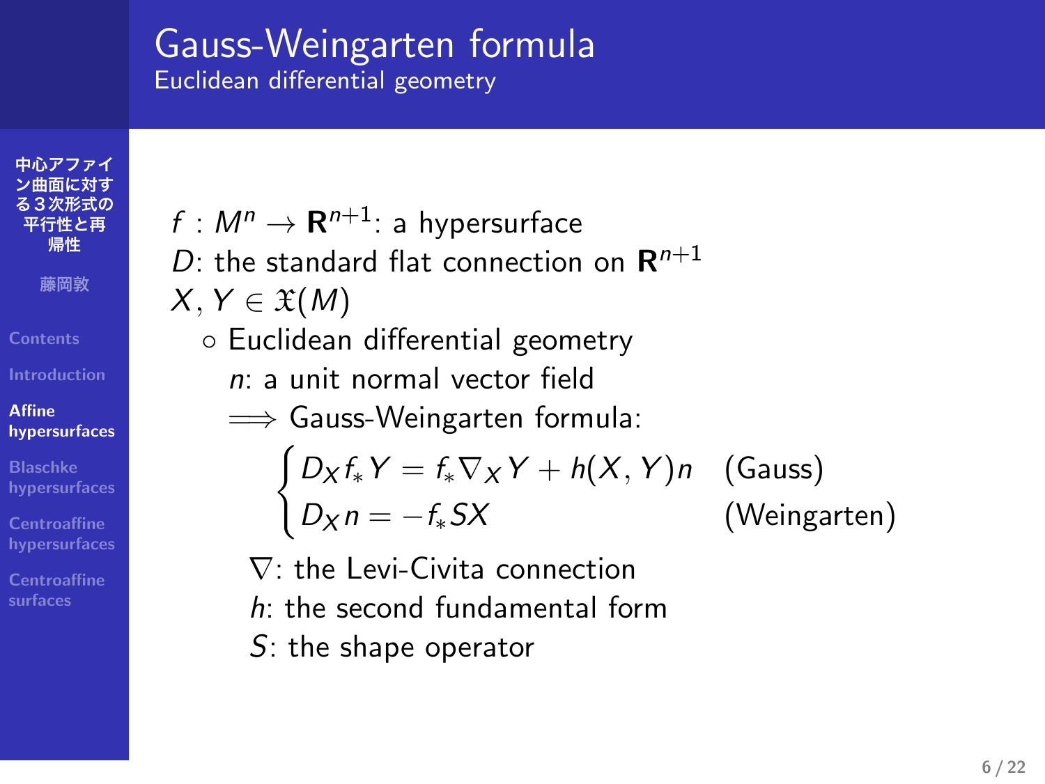# Gauss-Weingarten formula

## Euclidean differential geometry

$f : M^n \to \mathbf{R}^{n+1}$: a hypersurface
$D$: the standard flat connection on $\mathbf{R}^{n+1}$
$X, Y \in \mathfrak{X}(M)$

- Euclidean differential geometry

  $n$: a unit normal vector field

  $\Longrightarrow$ Gauss-Weingarten formula:

$$
\begin{cases}
D_X f_* Y = f_* \nabla_X Y + h(X, Y) n & \text{(Gauss)} \\
D_X n = -f_* S X & \text{(Weingarten)}
\end{cases}
$$

  $\nabla$: the Levi-Civita connection
  $h$: the second fundamental form
  $S$: the shape operator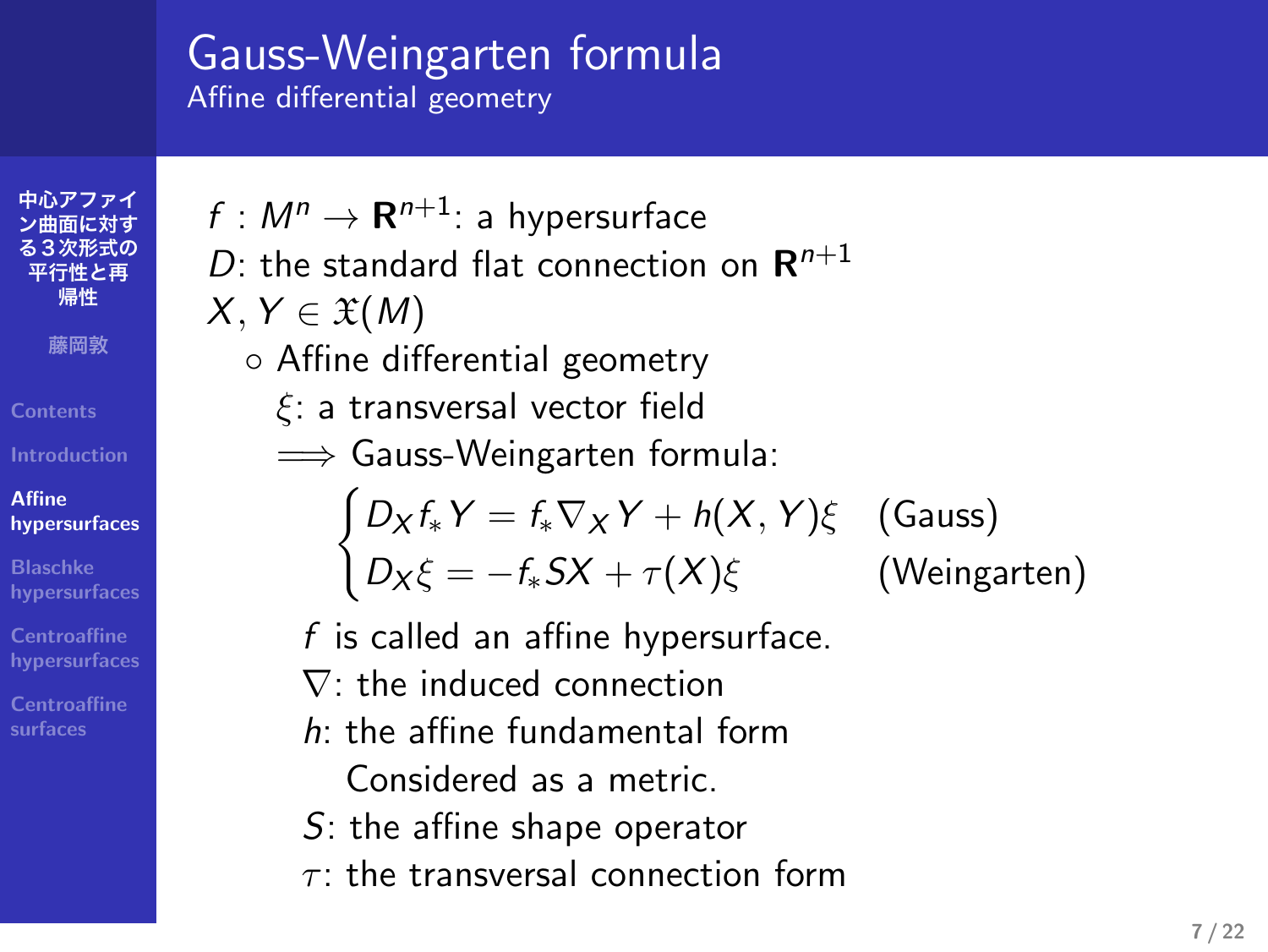# Gauss-Weingarten formula

## Affine differential geometry

$f : M^n \to \mathbf{R}^{n+1}$: a hypersurface
$D$: the standard flat connection on $\mathbf{R}^{n+1}$
$X, Y \in \mathfrak{X}(M)$

- Affine differential geometry

  $\xi$: a transversal vector field

  $\Longrightarrow$ Gauss-Weingarten formula:

$$
\begin{cases}
D_X f_* Y = f_* \nabla_X Y + h(X, Y)\xi & \text{(Gauss)} \\
D_X \xi = -f_* SX + \tau(X)\xi & \text{(Weingarten)}
\end{cases}
$$

  $f$ is called an affine hypersurface.
  $\nabla$: the induced connection
  $h$: the affine fundamental form
  Considered as a metric.
  $S$: the affine shape operator
  $\tau$: the transversal connection form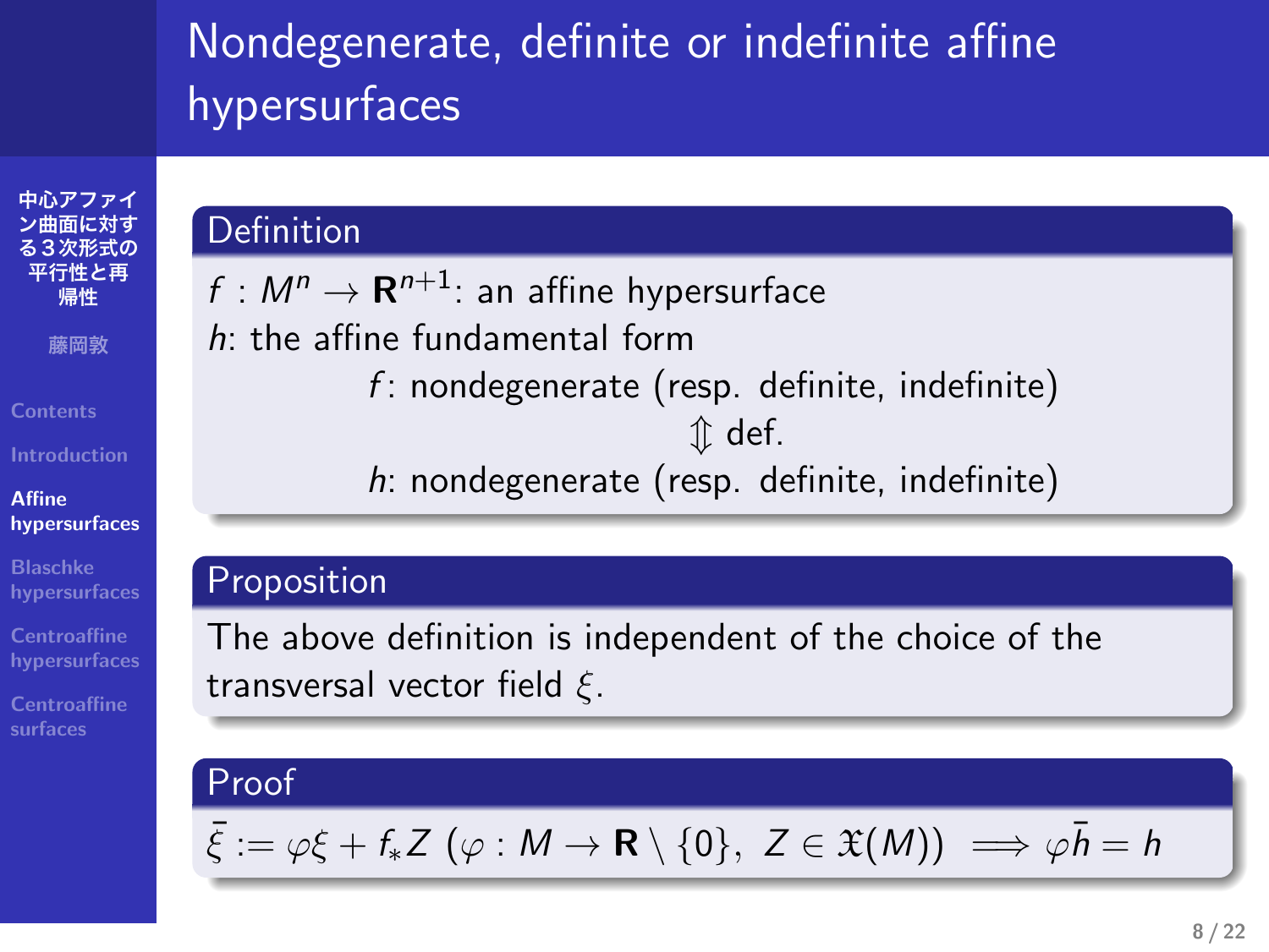# Nondegenerate, definite or indefinite affine hypersurfaces

### Definition

$f : M^n \to \mathbf{R}^{n+1}$: an affine hypersurface

$h$: the affine fundamental form

$$
\begin{gathered}
f\text{: nondegenerate (resp. definite, indefinite)} \\
\Updownarrow \text{ def.} \\
h\text{: nondegenerate (resp. definite, indefinite)}
\end{gathered}
$$

### Proposition

The above definition is independent of the choice of the transversal vector field $\xi$.

### Proof

$$\bar{\xi} := \varphi\xi + f_* Z \ (\varphi : M \to \mathbf{R} \setminus \{0\},\ Z \in \mathfrak{X}(M)) \implies \varphi\bar{h} = h$$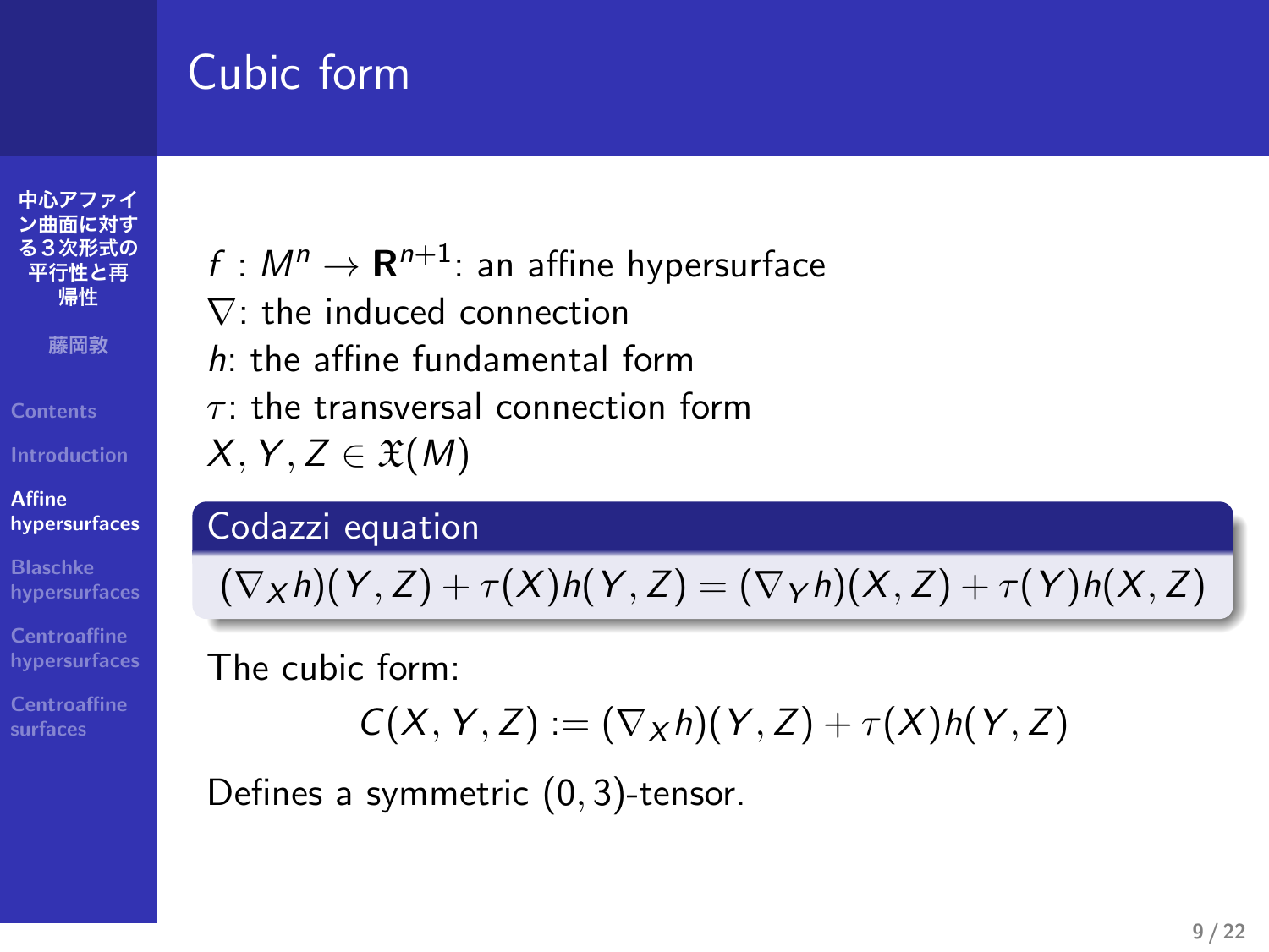# Cubic form

$f : M^n \to \mathbf{R}^{n+1}$: an affine hypersurface
$\nabla$: the induced connection
$h$: the affine fundamental form
$\tau$: the transversal connection form
$X, Y, Z \in \mathfrak{X}(M)$

**Codazzi equation**

$$(\nabla_X h)(Y, Z) + \tau(X)h(Y, Z) = (\nabla_Y h)(X, Z) + \tau(Y)h(X, Z)$$

The cubic form:

$$C(X, Y, Z) := (\nabla_X h)(Y, Z) + \tau(X)h(Y, Z)$$

Defines a symmetric $(0, 3)$-tensor.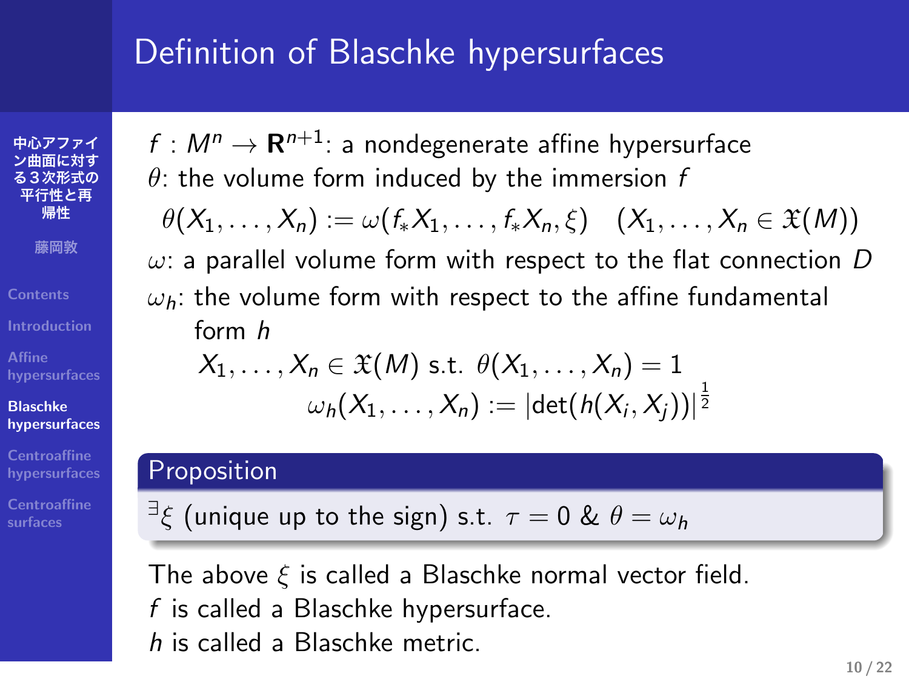# Definition of Blaschke hypersurfaces

$f : M^n \to \mathbf{R}^{n+1}$: a nondegenerate affine hypersurface

$\theta$: the volume form induced by the immersion $f$

$$\theta(X_1, \ldots, X_n) := \omega(f_* X_1, \ldots, f_* X_n, \xi) \quad (X_1, \ldots, X_n \in \mathfrak{X}(M))$$

$\omega$: a parallel volume form with respect to the flat connection $D$

$\omega_h$: the volume form with respect to the affine fundamental form $h$

$$X_1, \ldots, X_n \in \mathfrak{X}(M) \text{ s.t. } \theta(X_1, \ldots, X_n) = 1$$
$$\omega_h(X_1, \ldots, X_n) := |\det(h(X_i, X_j))|^{\frac{1}{2}}$$

**Proposition**

${}^{\exists}\xi$ (unique up to the sign) s.t. $\tau = 0$ & $\theta = \omega_h$

The above $\xi$ is called a Blaschke normal vector field.
$f$ is called a Blaschke hypersurface.
$h$ is called a Blaschke metric.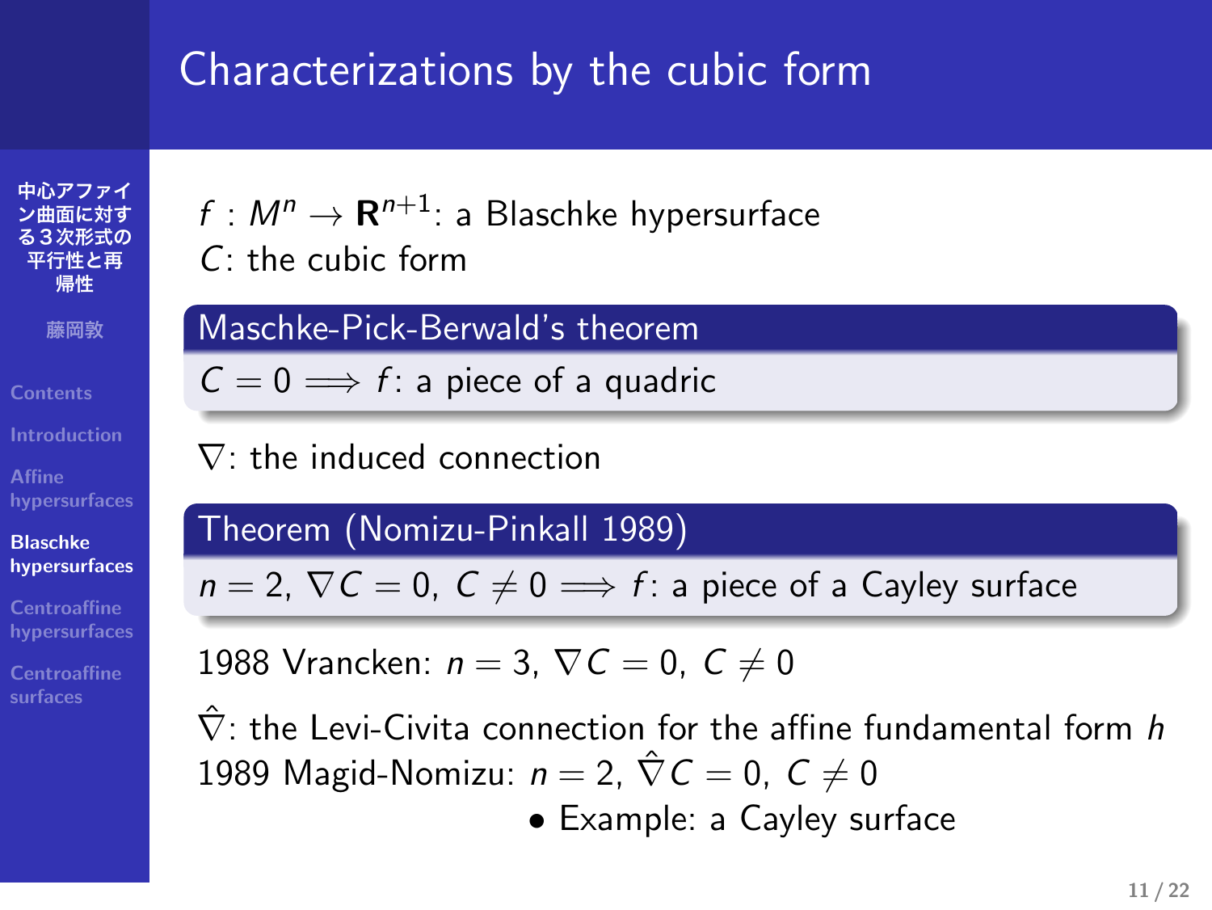# Characterizations by the cubic form

$f : M^n \to \mathbf{R}^{n+1}$: a Blaschke hypersurface
$C$: the cubic form

**Maschke-Pick-Berwald's theorem**

$C = 0 \Longrightarrow f$: a piece of a quadric

$\nabla$: the induced connection

**Theorem (Nomizu-Pinkall 1989)**

$n = 2,\ \nabla C = 0,\ C \neq 0 \Longrightarrow f$: a piece of a Cayley surface

1988 Vrancken: $n = 3,\ \nabla C = 0,\ C \neq 0$

$\hat{\nabla}$: the Levi-Civita connection for the affine fundamental form $h$
1989 Magid-Nomizu: $n = 2,\ \hat{\nabla} C = 0,\ C \neq 0$

- Example: a Cayley surface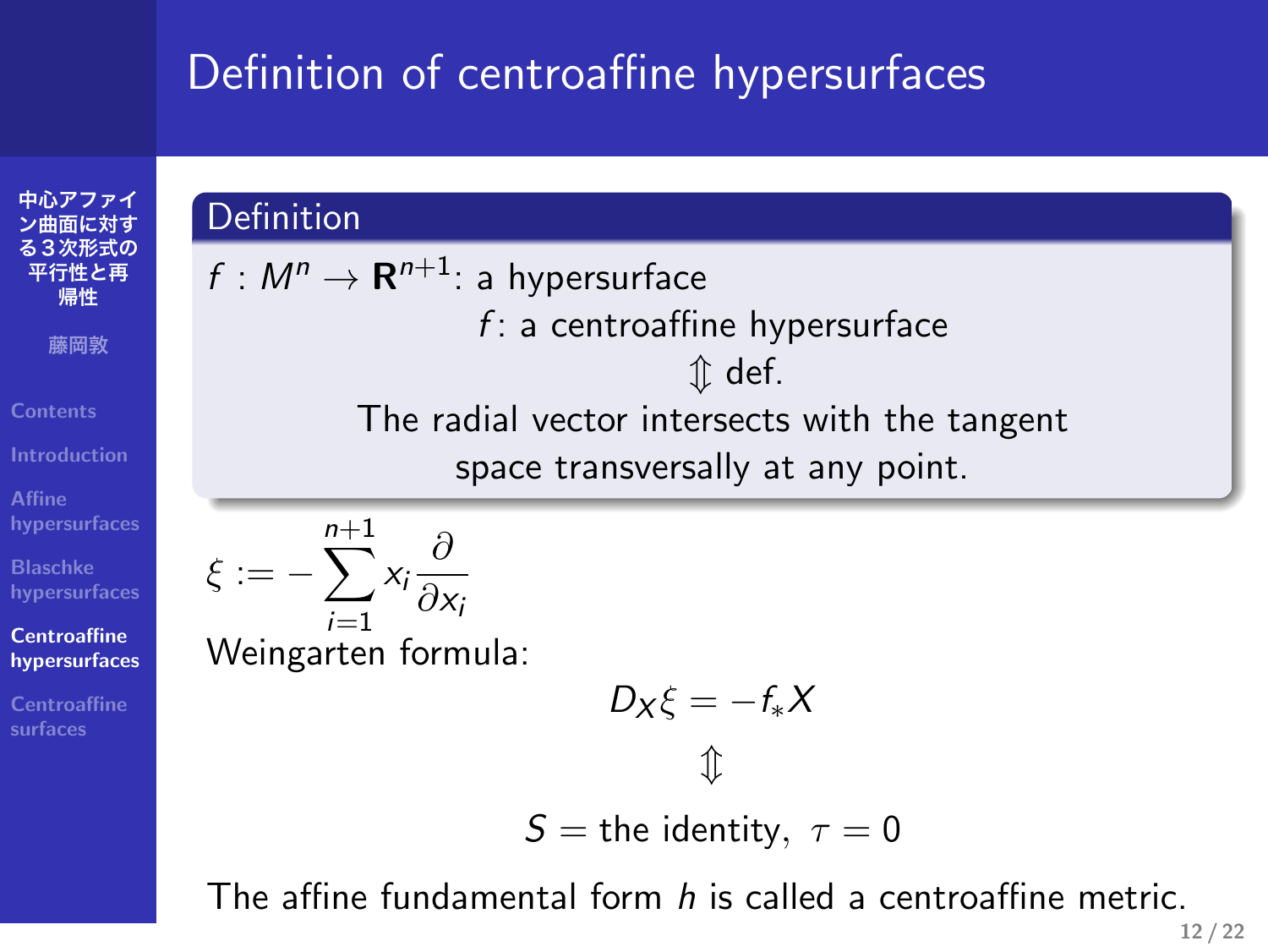# Definition of centroaffine hypersurfaces

**Definition**

$f : M^n \to \mathbf{R}^{n+1}$: a hypersurface

$f$: a centroaffine hypersurface

$\Updownarrow$ def.

The radial vector intersects with the tangent space transversally at any point.

$$\xi := -\sum_{i=1}^{n+1} x_i \frac{\partial}{\partial x_i}$$

Weingarten formula:

$$D_X \xi = -f_* X$$

$$\Updownarrow$$

$$S = \text{the identity}, \ \tau = 0$$

The affine fundamental form $h$ is called a centroaffine metric.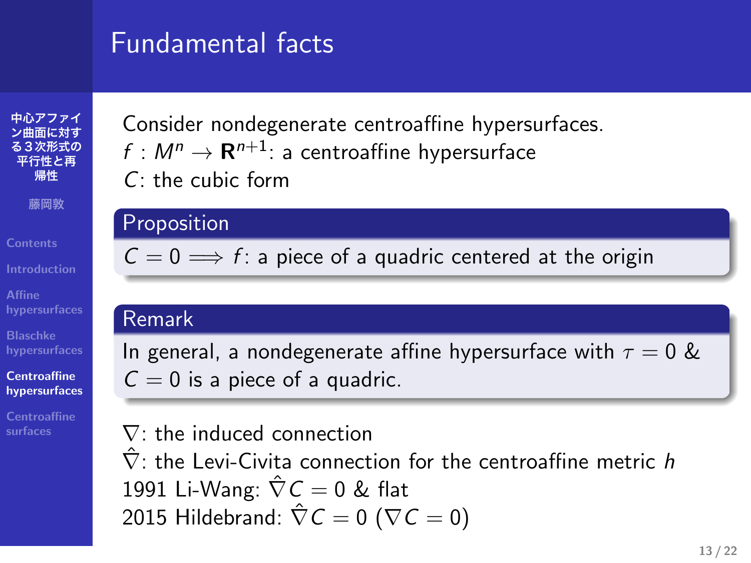# Fundamental facts

Consider nondegenerate centroaffine hypersurfaces.
$f : M^n \to \mathbf{R}^{n+1}$: a centroaffine hypersurface
$C$: the cubic form

**Proposition**

$C = 0 \Longrightarrow f$: a piece of a quadric centered at the origin

**Remark**

In general, a nondegenerate affine hypersurface with $\tau = 0$ & $C = 0$ is a piece of a quadric.

$\nabla$: the induced connection
$\hat{\nabla}$: the Levi-Civita connection for the centroaffine metric $h$
1991 Li-Wang: $\hat{\nabla} C = 0$ & flat
2015 Hildebrand: $\hat{\nabla} C = 0$ ($\nabla C = 0$)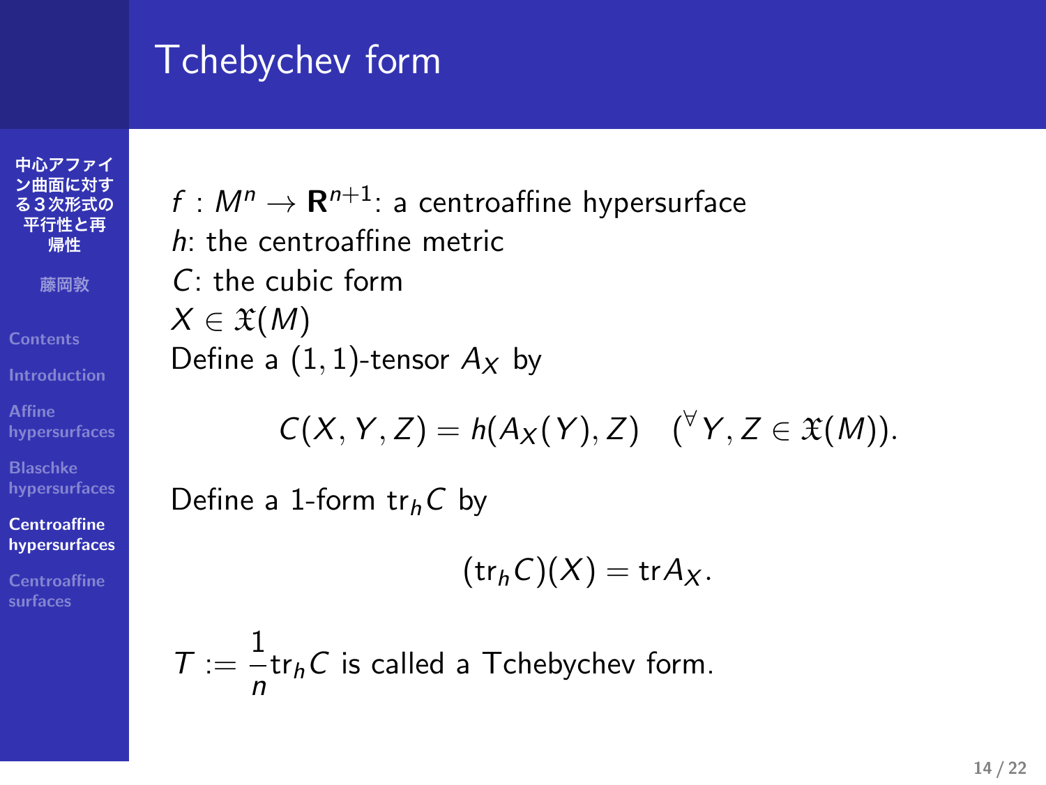# Tchebychev form

$f : M^n \to \mathbf{R}^{n+1}$: a centroaffine hypersurface
$h$: the centroaffine metric
$C$: the cubic form
$X \in \mathfrak{X}(M)$
Define a $(1,1)$-tensor $A_X$ by

$$C(X, Y, Z) = h(A_X(Y), Z) \quad ({}^\forall Y, Z \in \mathfrak{X}(M)).$$

Define a 1-form $\mathrm{tr}_h C$ by

$$(\mathrm{tr}_h C)(X) = \mathrm{tr} A_X.$$

$T := \dfrac{1}{n}\mathrm{tr}_h C$ is called a Tchebychev form.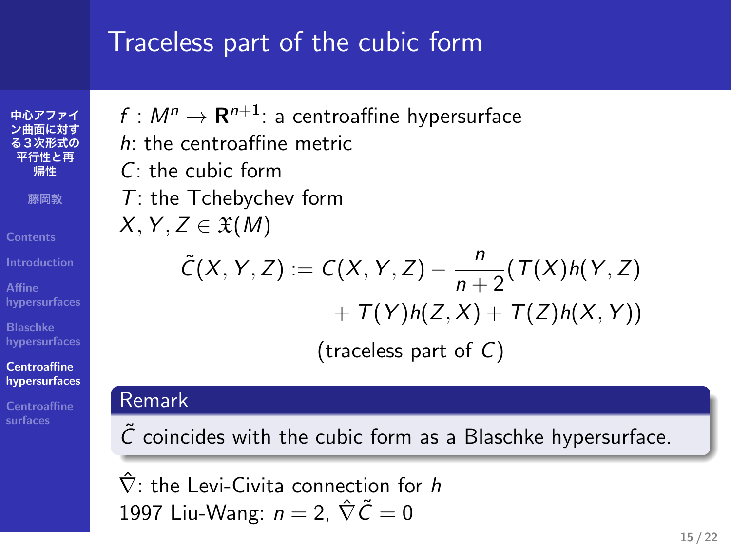# Traceless part of the cubic form

$f : M^n \to \mathbf{R}^{n+1}$: a centroaffine hypersurface
$h$: the centroaffine metric
$C$: the cubic form
$T$: the Tchebychev form
$X, Y, Z \in \mathfrak{X}(M)$

$$\tilde{C}(X, Y, Z) := C(X, Y, Z) - \frac{n}{n+2}(T(X)h(Y, Z) + T(Y)h(Z, X) + T(Z)h(X, Y))$$

(traceless part of $C$)

**Remark**

$\tilde{C}$ coincides with the cubic form as a Blaschke hypersurface.

$\hat{\nabla}$: the Levi-Civita connection for $h$
1997 Liu-Wang: $n = 2$, $\hat{\nabla}\tilde{C} = 0$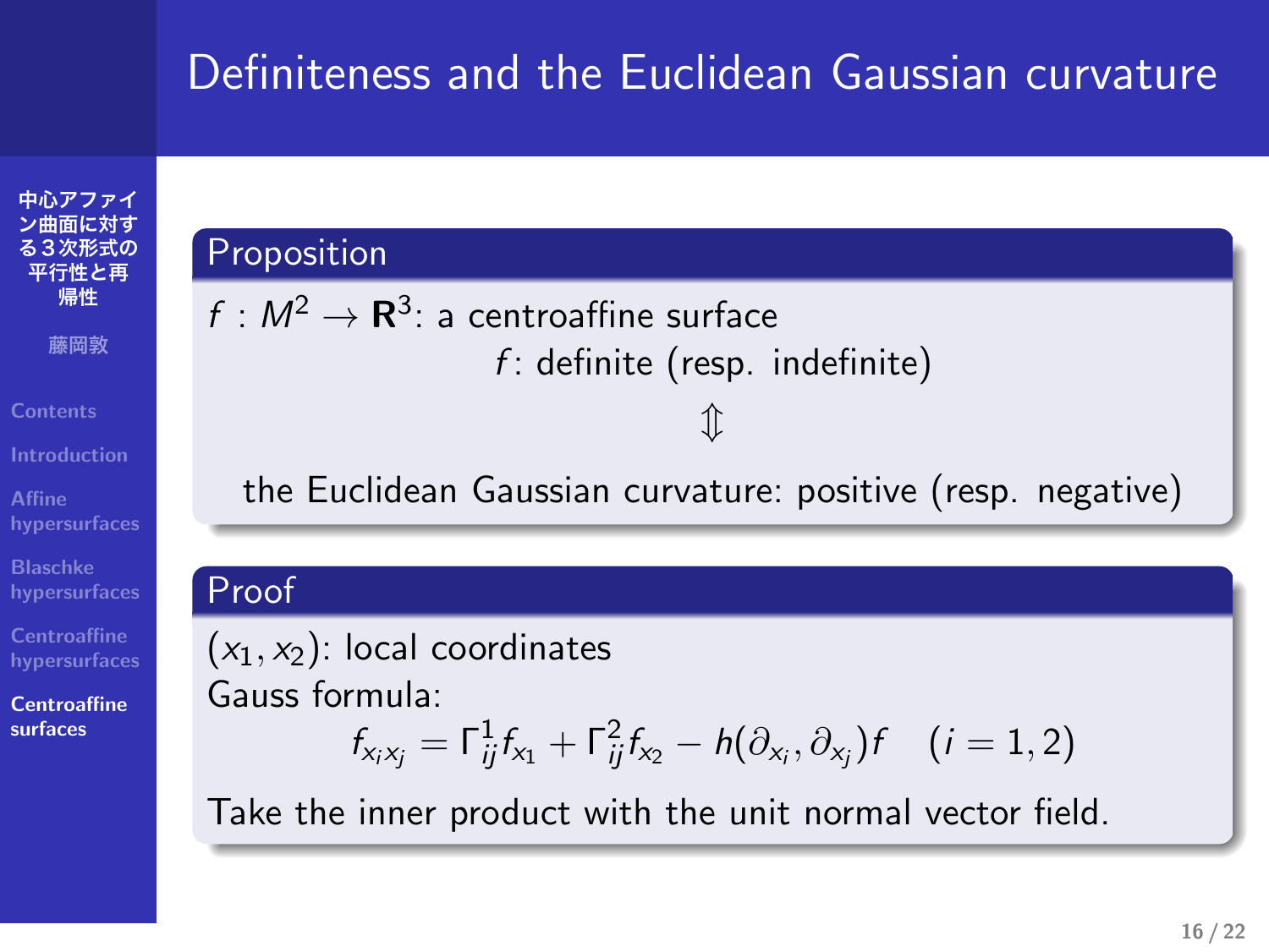# Definiteness and the Euclidean Gaussian curvature

## Proposition

$f : M^2 \to \mathbf{R}^3$: a centroaffine surface

$f$: definite (resp. indefinite)

$$\Updownarrow$$

the Euclidean Gaussian curvature: positive (resp. negative)

## Proof

$(x_1, x_2)$: local coordinates

Gauss formula:

$$f_{x_i x_j} = \Gamma^1_{ij} f_{x_1} + \Gamma^2_{ij} f_{x_2} - h(\partial_{x_i}, \partial_{x_j}) f \quad (i = 1, 2)$$

Take the inner product with the unit normal vector field.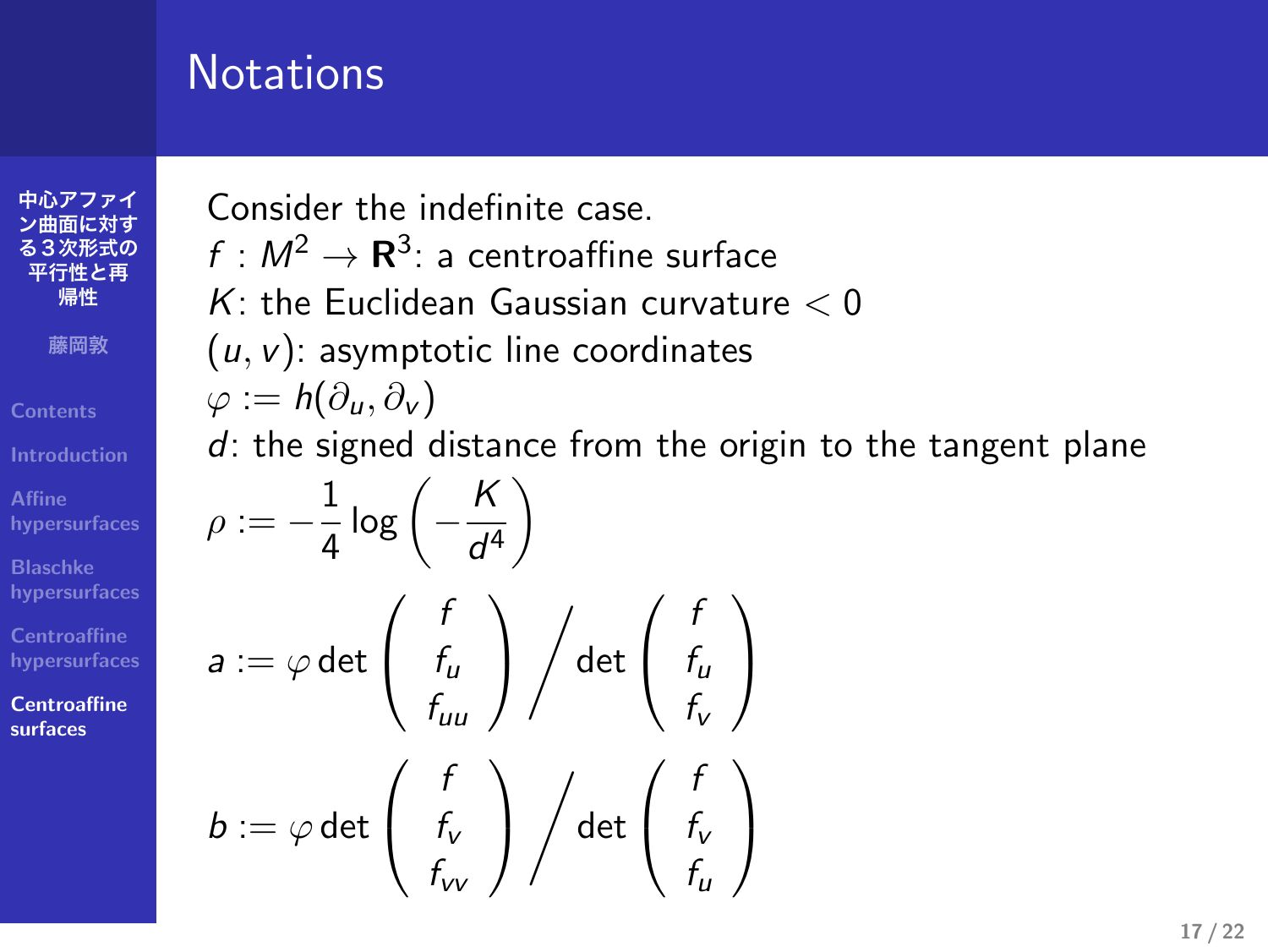# Notations

Consider the indefinite case.

$f : M^2 \to \mathbf{R}^3$: a centroaffine surface

$K$: the Euclidean Gaussian curvature $< 0$

$(u, v)$: asymptotic line coordinates

$\varphi := h(\partial_u, \partial_v)$

$d$: the signed distance from the origin to the tangent plane

$$\rho := -\frac{1}{4} \log \left( -\frac{K}{d^4} \right)$$

$$a := \varphi \det \begin{pmatrix} f \\ f_u \\ f_{uu} \end{pmatrix} \Big/ \det \begin{pmatrix} f \\ f_u \\ f_v \end{pmatrix}$$

$$b := \varphi \det \begin{pmatrix} f \\ f_v \\ f_{vv} \end{pmatrix} \Big/ \det \begin{pmatrix} f \\ f_v \\ f_u \end{pmatrix}$$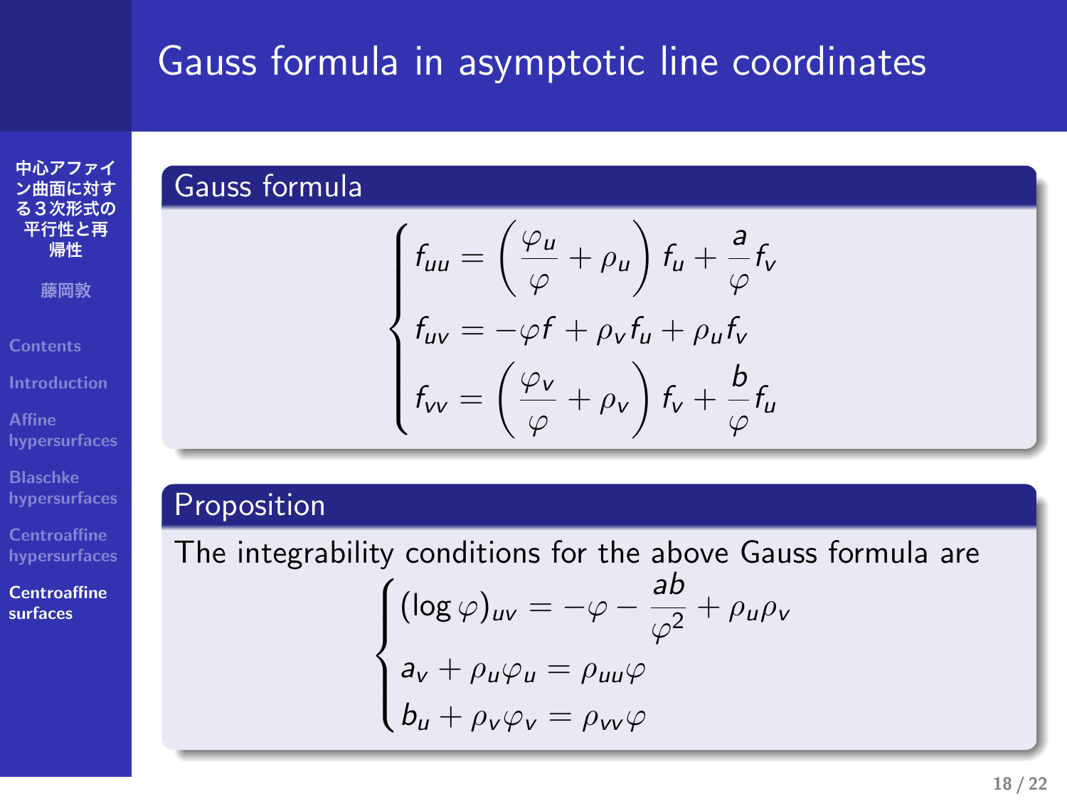# Gauss formula in asymptotic line coordinates

## Gauss formula

$$
\begin{cases}
f_{uu} = \left( \dfrac{\varphi_u}{\varphi} + \rho_u \right) f_u + \dfrac{a}{\varphi} f_v \\
f_{uv} = -\varphi f + \rho_v f_u + \rho_u f_v \\
f_{vv} = \left( \dfrac{\varphi_v}{\varphi} + \rho_v \right) f_v + \dfrac{b}{\varphi} f_u
\end{cases}
$$

## Proposition

The integrability conditions for the above Gauss formula are

$$
\begin{cases}
(\log \varphi)_{uv} = -\varphi - \dfrac{ab}{\varphi^2} + \rho_u \rho_v \\
a_v + \rho_u \varphi_u = \rho_{uu} \varphi \\
b_u + \rho_v \varphi_v = \rho_{vv} \varphi
\end{cases}
$$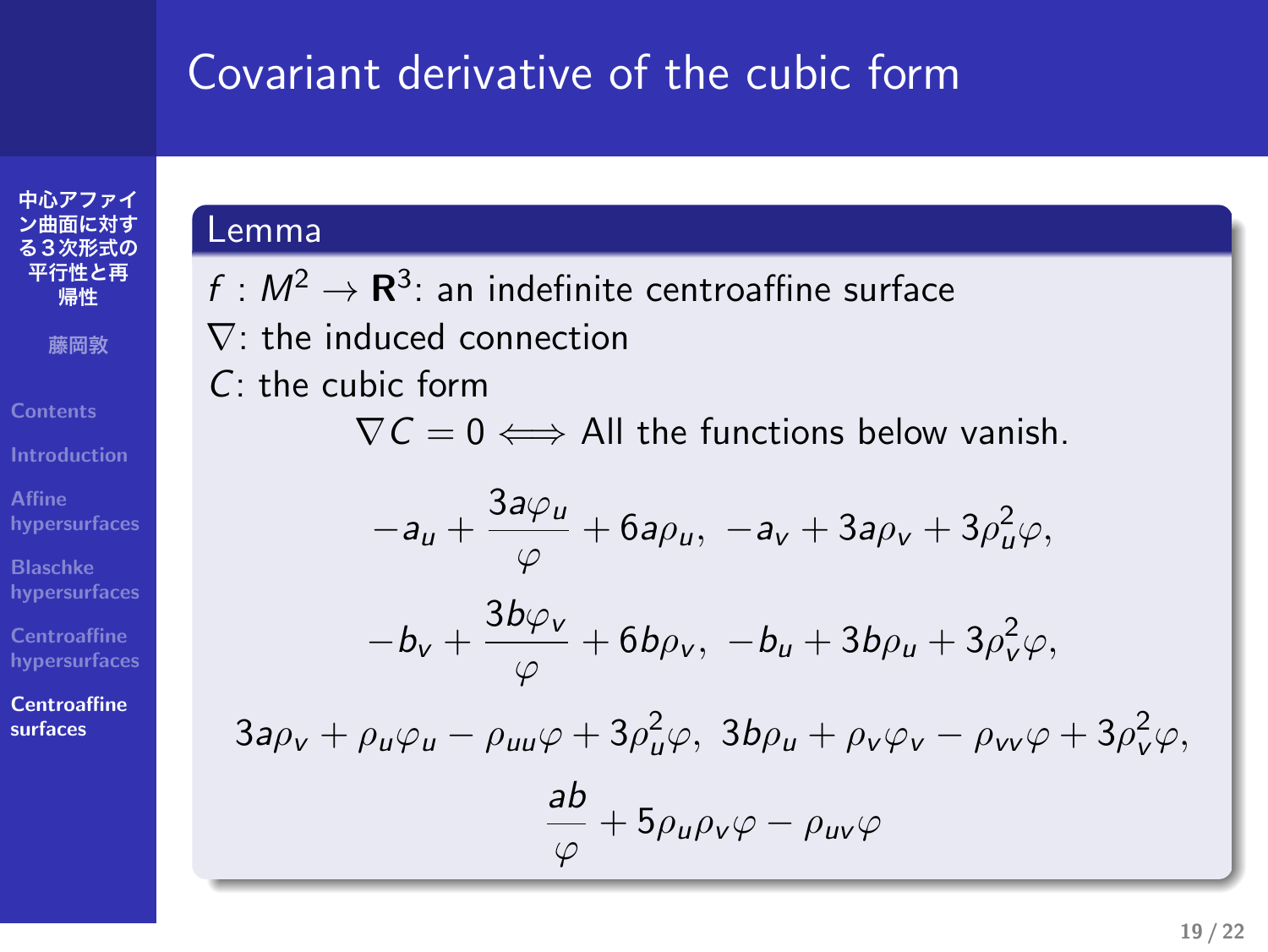# Covariant derivative of the cubic form

## Lemma

$f : M^2 \to \mathbf{R}^3$: an indefinite centroaffine surface
$\nabla$: the induced connection
$C$: the cubic form

$$\nabla C = 0 \iff \text{All the functions below vanish.}$$

$$-a_u + \frac{3a\varphi_u}{\varphi} + 6a\rho_u, \; -a_v + 3a\rho_v + 3\rho_u^2\varphi,$$

$$-b_v + \frac{3b\varphi_v}{\varphi} + 6b\rho_v, \; -b_u + 3b\rho_u + 3\rho_v^2\varphi,$$

$$3a\rho_v + \rho_u\varphi_u - \rho_{uu}\varphi + 3\rho_u^2\varphi, \; 3b\rho_u + \rho_v\varphi_v - \rho_{vv}\varphi + 3\rho_v^2\varphi,$$

$$\frac{ab}{\varphi} + 5\rho_u\rho_v\varphi - \rho_{uv}\varphi$$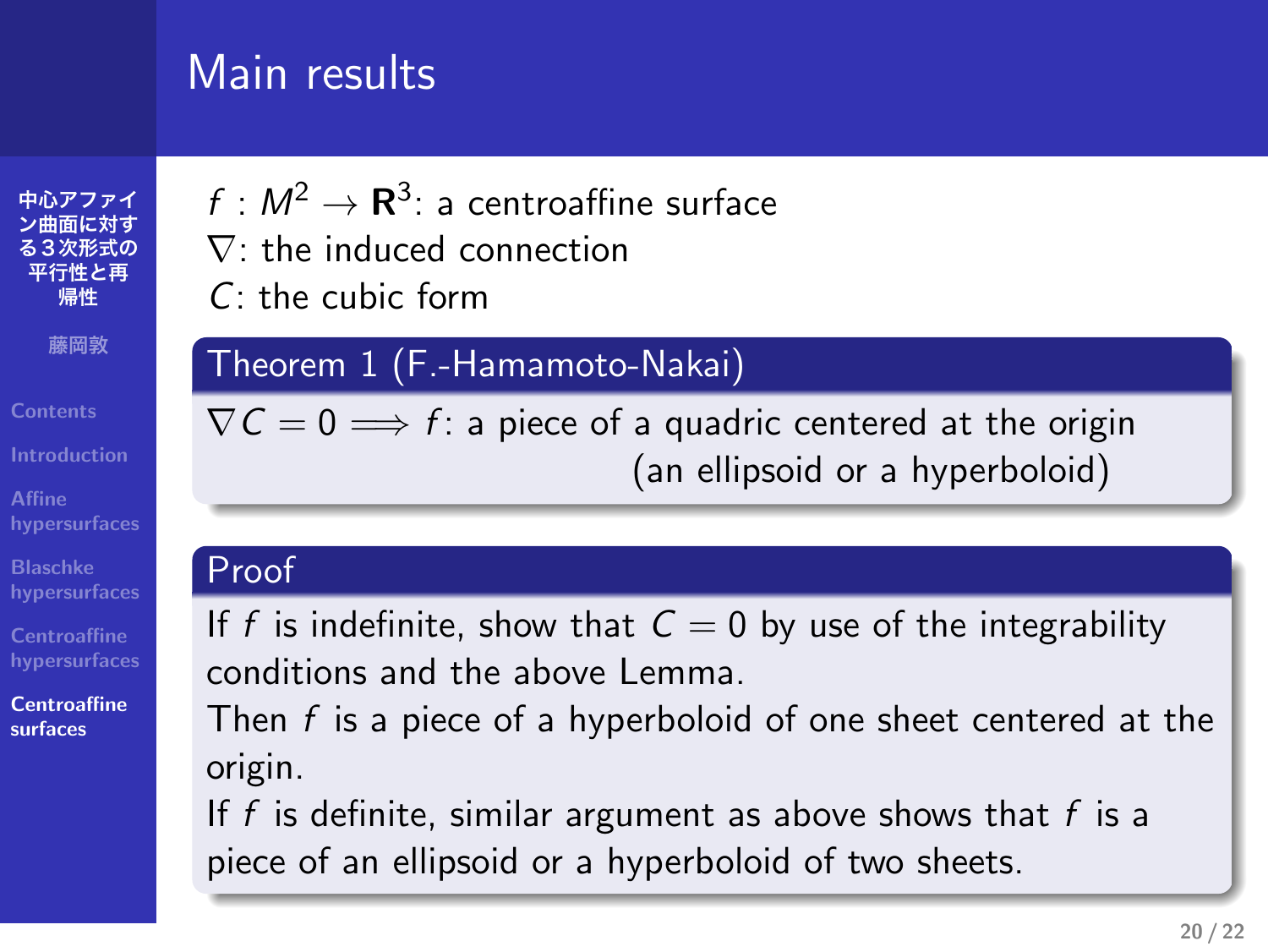# Main results

$f : M^2 \to \mathbf{R}^3$: a centroaffine surface
$\nabla$: the induced connection
$C$: the cubic form

**Theorem 1 (F.-Hamamoto-Nakai)**

$\nabla C = 0 \Longrightarrow f$: a piece of a quadric centered at the origin (an ellipsoid or a hyperboloid)

**Proof**

If $f$ is indefinite, show that $C = 0$ by use of the integrability conditions and the above Lemma.
Then $f$ is a piece of a hyperboloid of one sheet centered at the origin.
If $f$ is definite, similar argument as above shows that $f$ is a piece of an ellipsoid or a hyperboloid of two sheets.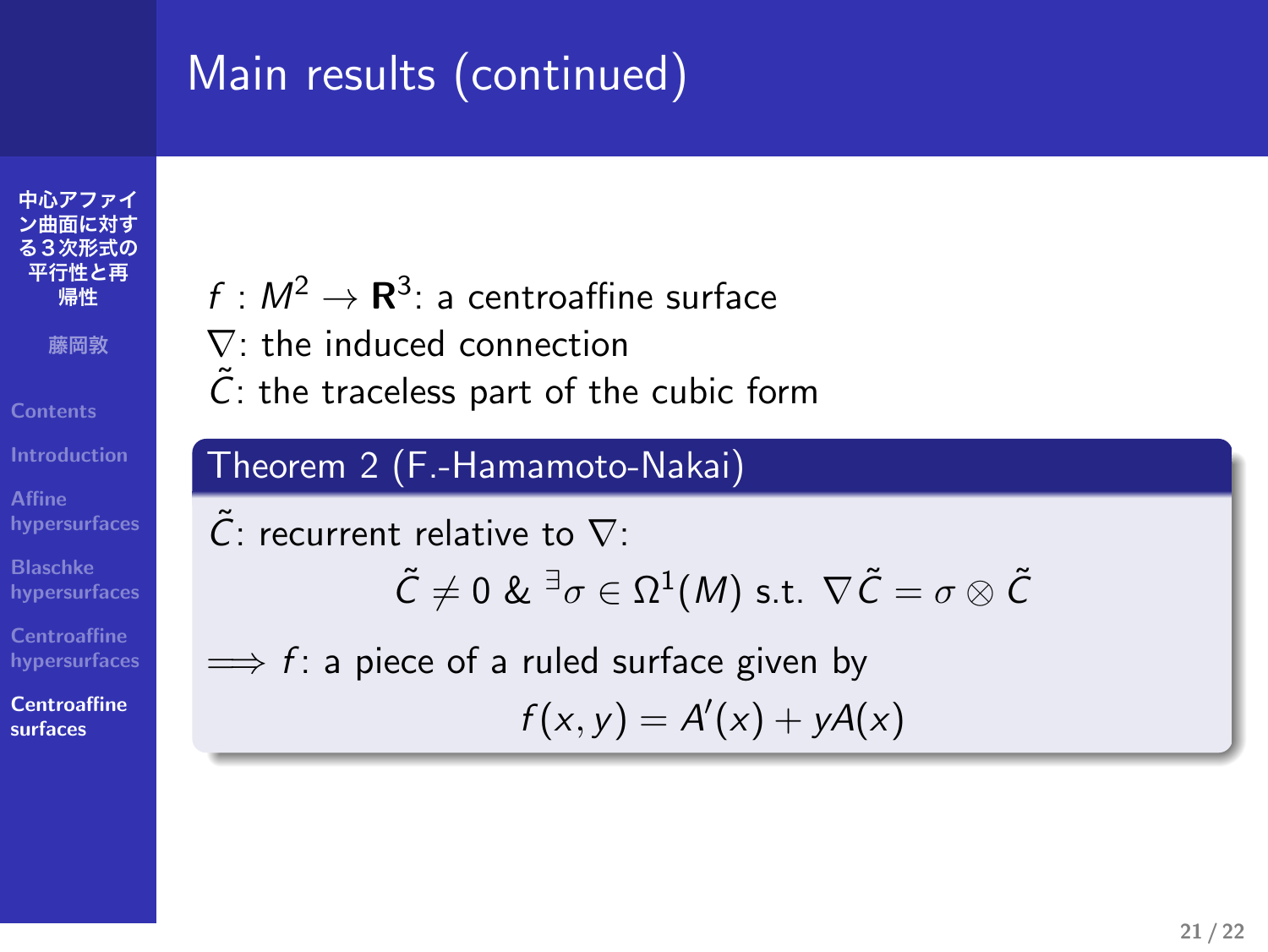# Main results (continued)

$f : M^2 \to \mathbf{R}^3$: a centroaffine surface
$\nabla$: the induced connection
$\tilde{C}$: the traceless part of the cubic form

**Theorem 2 (F.-Hamamoto-Nakai)**

$\tilde{C}$: recurrent relative to $\nabla$:

$$\tilde{C} \neq 0 \ \& \ {}^{\exists}\sigma \in \Omega^1(M) \text{ s.t. } \nabla \tilde{C} = \sigma \otimes \tilde{C}$$

$\Longrightarrow$ $f$: a piece of a ruled surface given by

$$f(x, y) = A'(x) + yA(x)$$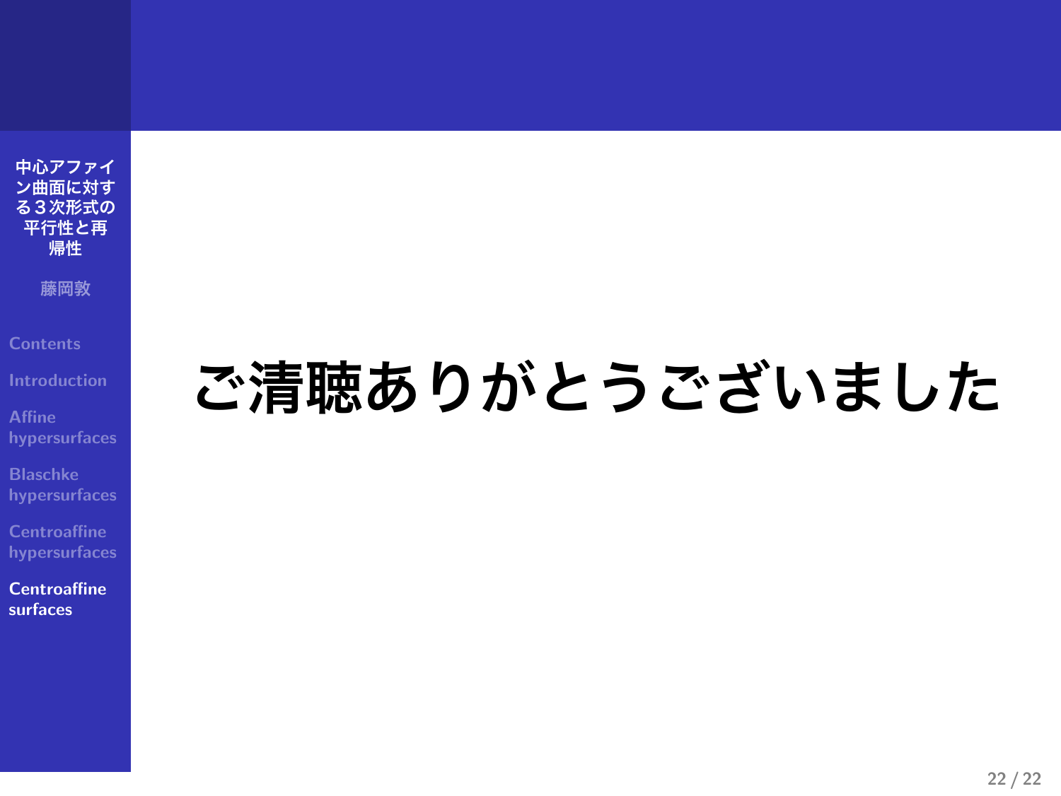# ご清聴ありがとうございました